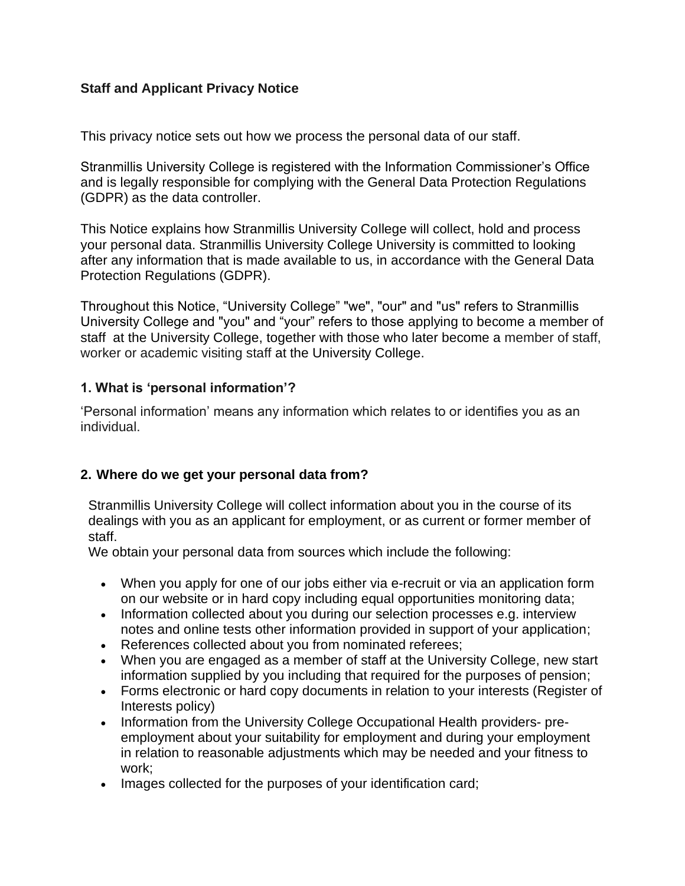**Staff and Applicant Privacy Notice**

This privacy notice sets out how we process the personal data of our staff.

Stranmillis University College is registered with the Information Commissioner's Office and is legally responsible for complying with the General Data Protection Regulations (GDPR) as the data controller.

This Notice explains how Stranmillis University College will collect, hold and process your personal data. Stranmillis University College University is committed to looking after any information that is made available to us, in accordance with the General Data Protection Regulations (GDPR).

Throughout this Notice, "University College" "we", "our" and "us" refers to Stranmillis University College and "you" and "your" refers to those applying to become a member of staff at the University College, together with those who later become a member of staff, worker or academic visiting staff at the University College.

### 1. What is 'personal information'?

'Personal information' means any information which relates to or identifies you as an individual.

### 2. Where do we get your personal data from?

Stranmillis University College will collect information about you in the course of its dealings with you as an applicant for employment, or as current or former member of staff.

We obtain your personal data from sources which include the following:

- When you apply for one of our jobs either via e-recruit or via an application form on our website or in hard copy including equal opportunities monitoring data;
- Information collected about you during our selection processes e.g. interview notes and online tests other information provided in support of your application;
- References collected about you from nominated referees;
- When you are engaged as a member of staff at the University College, new start information supplied by you including that required for the purposes of pension;
- Forms electronic or hard copy documents in relation to your interests (Register of Interests policy)
- Information from the University College Occupational Health providers- pre-employment about your suitability for employment and during your employment in relation to reasonable adjustments which may be needed and your fitness to work;
- Images collected for the purposes of your identification card;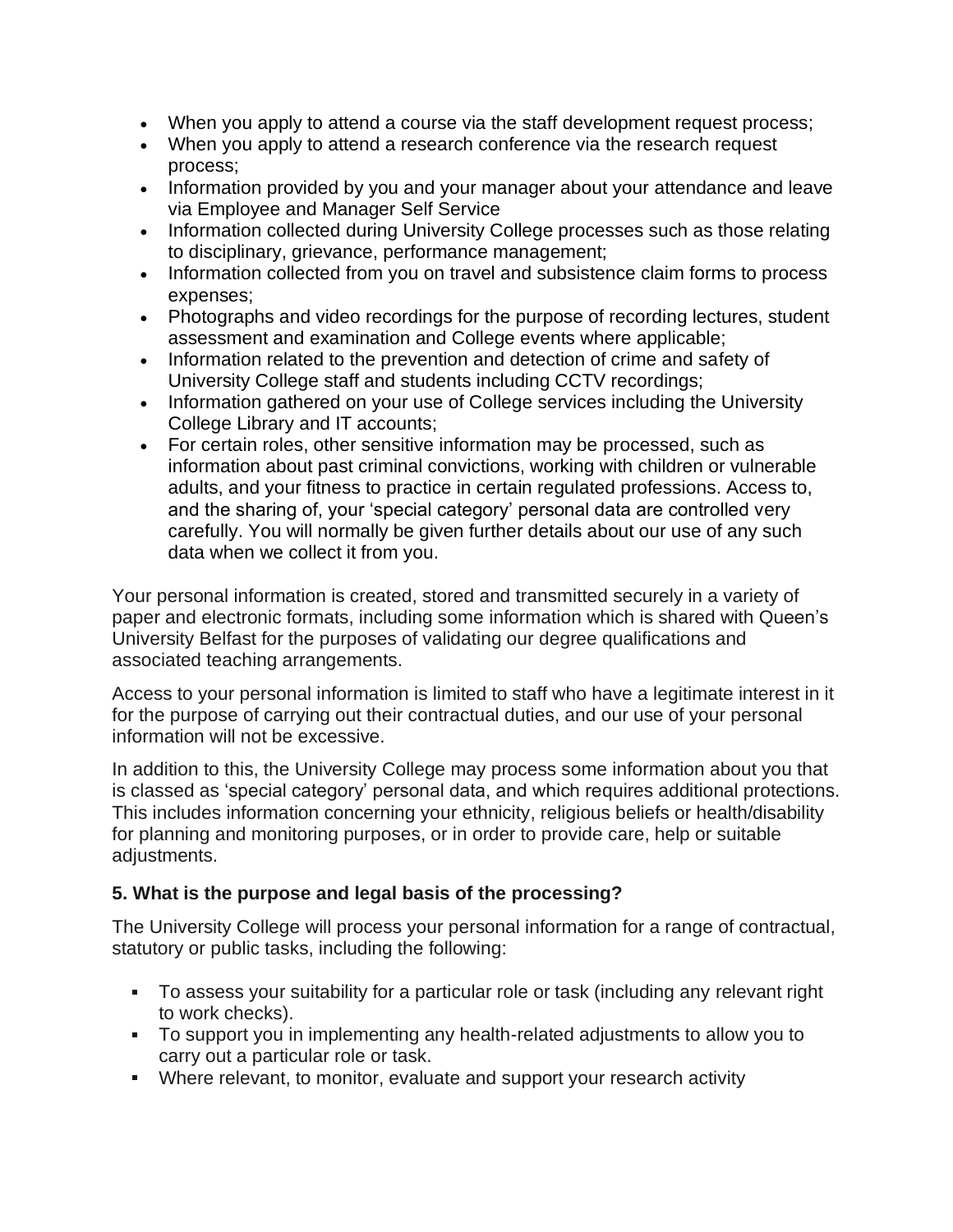- When you apply to attend a course via the staff development request process;
- When you apply to attend a research conference via the research request process;
- Information provided by you and your manager about your attendance and leave via Employee and Manager Self Service
- Information collected during University College processes such as those relating to disciplinary, grievance, performance management;
- Information collected from you on travel and subsistence claim forms to process expenses;
- Photographs and video recordings for the purpose of recording lectures, student assessment and examination and College events where applicable;
- Information related to the prevention and detection of crime and safety of University College staff and students including CCTV recordings;
- Information gathered on your use of College services including the University College Library and IT accounts;
- For certain roles, other sensitive information may be processed, such as information about past criminal convictions, working with children or vulnerable adults, and your fitness to practice in certain regulated professions. Access to, and the sharing of, your 'special category' personal data are controlled very carefully. You will normally be given further details about our use of any such data when we collect it from you.

Your personal information is created, stored and transmitted securely in a variety of paper and electronic formats, including some information which is shared with Queen's University Belfast for the purposes of validating our degree qualifications and associated teaching arrangements.

Access to your personal information is limited to staff who have a legitimate interest in it for the purpose of carrying out their contractual duties, and our use of your personal information will not be excessive.

In addition to this, the University College may process some information about you that is classed as 'special category' personal data, and which requires additional protections. This includes information concerning your ethnicity, religious beliefs or health/disability for planning and monitoring purposes, or in order to provide care, help or suitable adjustments.

### 5. What is the purpose and legal basis of the processing?

The University College will process your personal information for a range of contractual, statutory or public tasks, including the following:

- To assess your suitability for a particular role or task (including any relevant right to work checks).
- To support you in implementing any health-related adjustments to allow you to carry out a particular role or task.
- Where relevant, to monitor, evaluate and support your research activity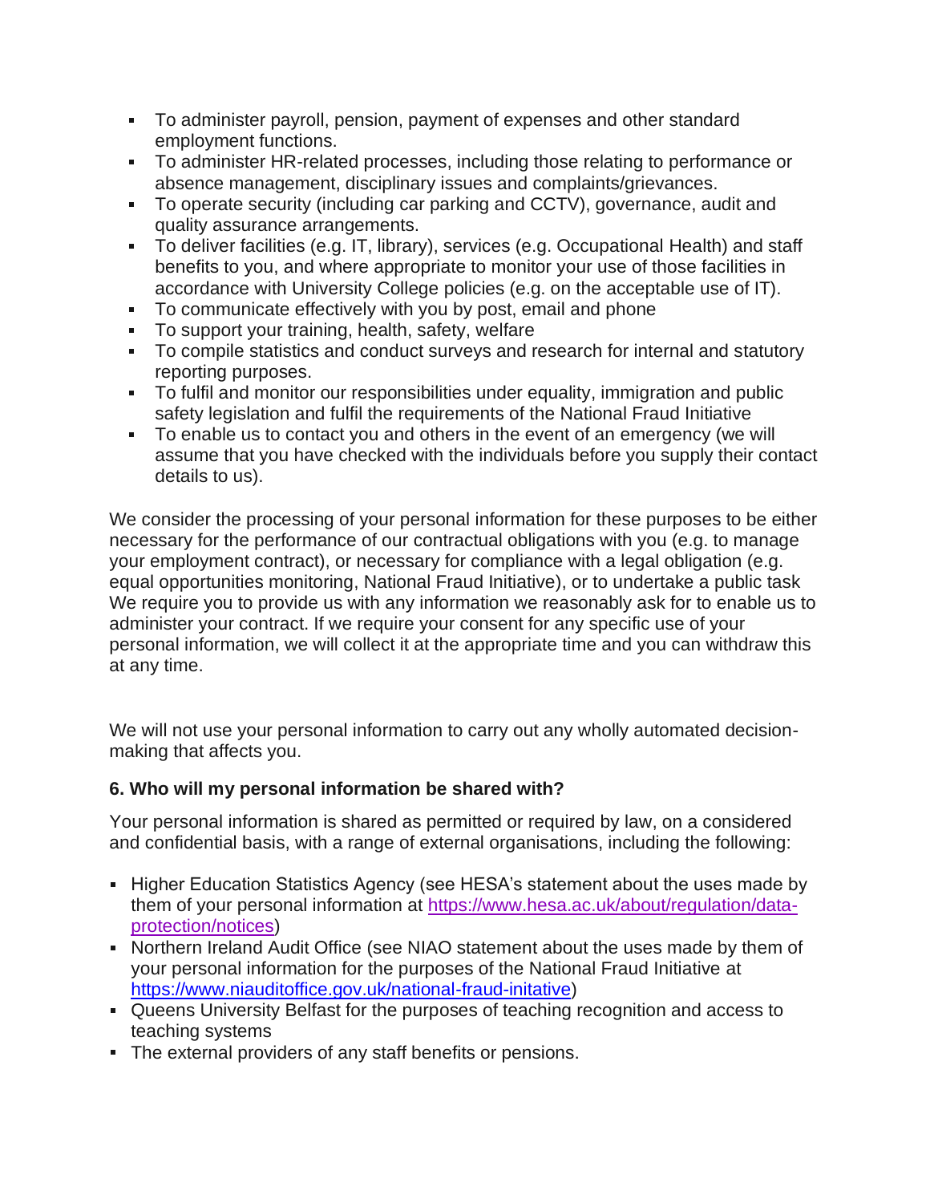- To administer payroll, pension, payment of expenses and other standard employment functions.
- To administer HR-related processes, including those relating to performance or absence management, disciplinary issues and complaints/grievances.
- To operate security (including car parking and CCTV), governance, audit and quality assurance arrangements.
- To deliver facilities (e.g. IT, library), services (e.g. Occupational Health) and staff benefits to you, and where appropriate to monitor your use of those facilities in accordance with University College policies (e.g. on the acceptable use of IT).
- To communicate effectively with you by post, email and phone
- To support your training, health, safety, welfare
- To compile statistics and conduct surveys and research for internal and statutory reporting purposes.
- To fulfil and monitor our responsibilities under equality, immigration and public safety legislation and fulfil the requirements of the National Fraud Initiative
- To enable us to contact you and others in the event of an emergency (we will assume that you have checked with the individuals before you supply their contact details to us).

We consider the processing of your personal information for these purposes to be either necessary for the performance of our contractual obligations with you (e.g. to manage your employment contract), or necessary for compliance with a legal obligation (e.g. equal opportunities monitoring, National Fraud Initiative), or to undertake a public task We require you to provide us with any information we reasonably ask for to enable us to administer your contract. If we require your consent for any specific use of your personal information, we will collect it at the appropriate time and you can withdraw this at any time.

We will not use your personal information to carry out any wholly automated decision-making that affects you.

### 6. Who will my personal information be shared with?

Your personal information is shared as permitted or required by law, on a considered and confidential basis, with a range of external organisations, including the following:

- Higher Education Statistics Agency (see HESA's statement about the uses made by them of your personal information at [https://www.hesa.ac.uk/about/regulation/data-protection/notices](https://www.hesa.ac.uk/about/regulation/data-protection/notices))
- Northern Ireland Audit Office (see NIAO statement about the uses made by them of your personal information for the purposes of the National Fraud Initiative at [https://www.niauditoffice.gov.uk/national-fraud-initative](https://www.niauditoffice.gov.uk/national-fraud-initative))
- Queens University Belfast for the purposes of teaching recognition and access to teaching systems
- The external providers of any staff benefits or pensions.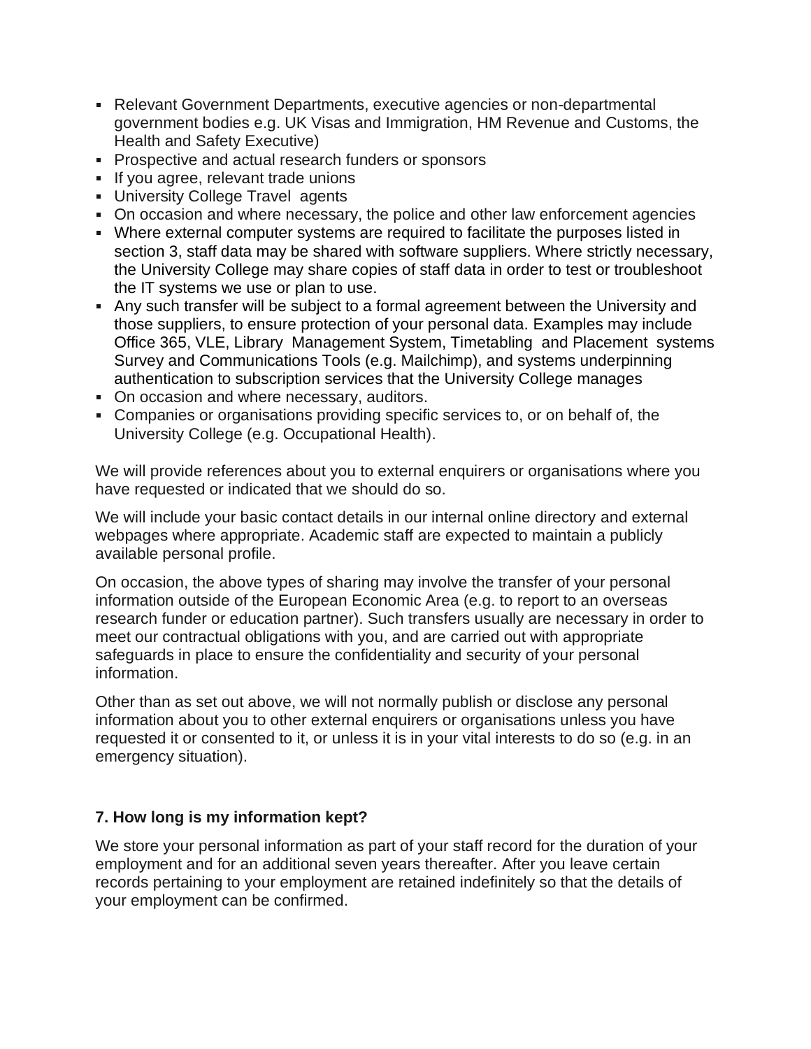- Relevant Government Departments, executive agencies or non-departmental government bodies e.g. UK Visas and Immigration, HM Revenue and Customs, the Health and Safety Executive)
- Prospective and actual research funders or sponsors
- If you agree, relevant trade unions
- University College Travel agents
- On occasion and where necessary, the police and other law enforcement agencies
- Where external computer systems are required to facilitate the purposes listed in section 3, staff data may be shared with software suppliers. Where strictly necessary, the University College may share copies of staff data in order to test or troubleshoot the IT systems we use or plan to use.
- Any such transfer will be subject to a formal agreement between the University and those suppliers, to ensure protection of your personal data. Examples may include Office 365, VLE, Library Management System, Timetabling and Placement systems Survey and Communications Tools (e.g. Mailchimp), and systems underpinning authentication to subscription services that the University College manages
- On occasion and where necessary, auditors.
- Companies or organisations providing specific services to, or on behalf of, the University College (e.g. Occupational Health).

We will provide references about you to external enquirers or organisations where you have requested or indicated that we should do so.

We will include your basic contact details in our internal online directory and external webpages where appropriate. Academic staff are expected to maintain a publicly available personal profile.

On occasion, the above types of sharing may involve the transfer of your personal information outside of the European Economic Area (e.g. to report to an overseas research funder or education partner). Such transfers usually are necessary in order to meet our contractual obligations with you, and are carried out with appropriate safeguards in place to ensure the confidentiality and security of your personal information.

Other than as set out above, we will not normally publish or disclose any personal information about you to other external enquirers or organisations unless you have requested it or consented to it, or unless it is in your vital interests to do so (e.g. in an emergency situation).

## 7. How long is my information kept?

We store your personal information as part of your staff record for the duration of your employment and for an additional seven years thereafter. After you leave certain records pertaining to your employment are retained indefinitely so that the details of your employment can be confirmed.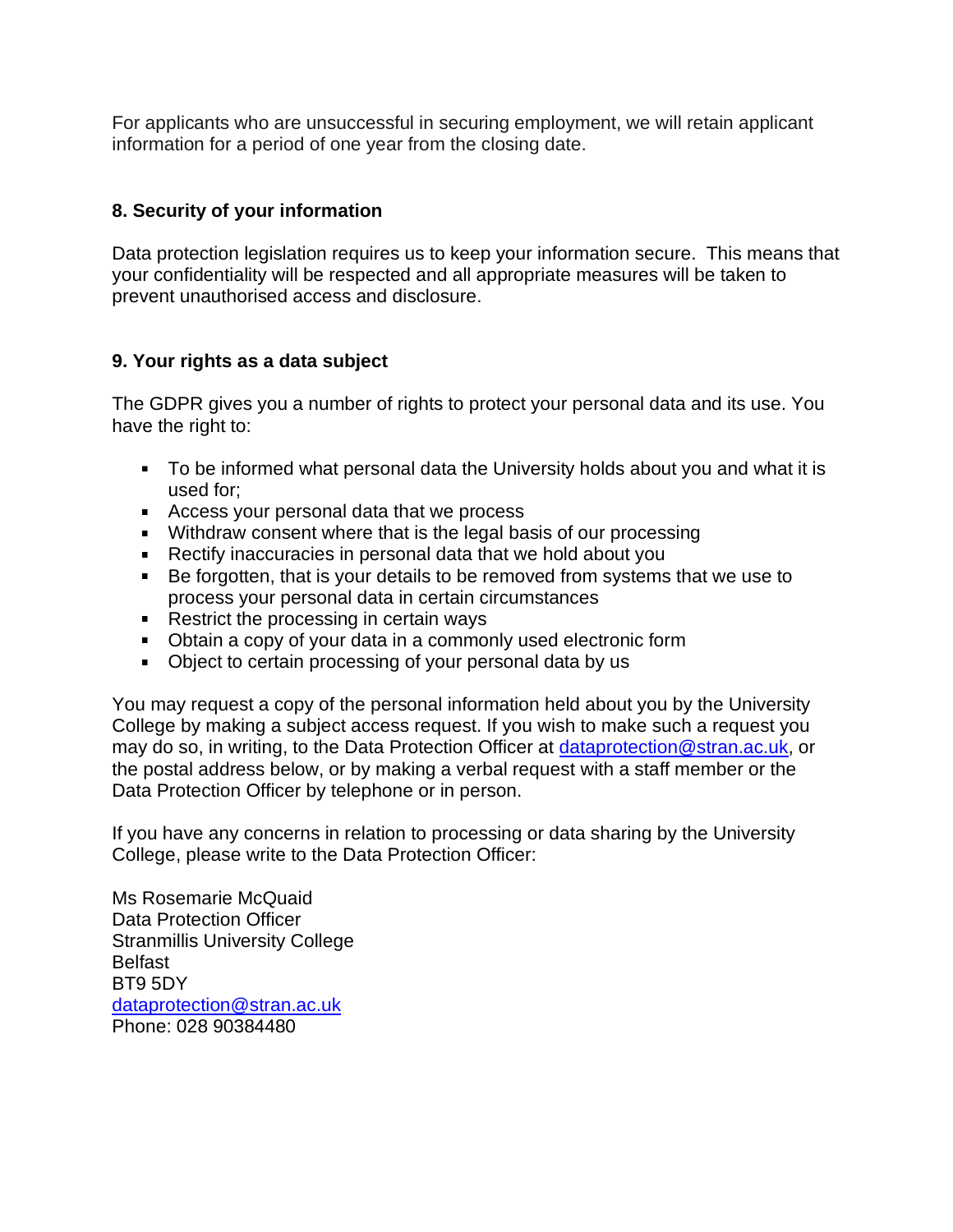For applicants who are unsuccessful in securing employment, we will retain applicant information for a period of one year from the closing date.

## 8. Security of your information

Data protection legislation requires us to keep your information secure. This means that your confidentiality will be respected and all appropriate measures will be taken to prevent unauthorised access and disclosure.

## 9. Your rights as a data subject

The GDPR gives you a number of rights to protect your personal data and its use. You have the right to:

- To be informed what personal data the University holds about you and what it is used for;
- Access your personal data that we process
- Withdraw consent where that is the legal basis of our processing
- Rectify inaccuracies in personal data that we hold about you
- Be forgotten, that is your details to be removed from systems that we use to process your personal data in certain circumstances
- Restrict the processing in certain ways
- Obtain a copy of your data in a commonly used electronic form
- Object to certain processing of your personal data by us

You may request a copy of the personal information held about you by the University College by making a subject access request. If you wish to make such a request you may do so, in writing, to the Data Protection Officer at dataprotection@stran.ac.uk, or the postal address below, or by making a verbal request with a staff member or the Data Protection Officer by telephone or in person.

If you have any concerns in relation to processing or data sharing by the University College, please write to the Data Protection Officer:

Ms Rosemarie McQuaid  
Data Protection Officer  
Stranmillis University College  
Belfast  
BT9 5DY  
dataprotection@stran.ac.uk  
Phone: 028 90384480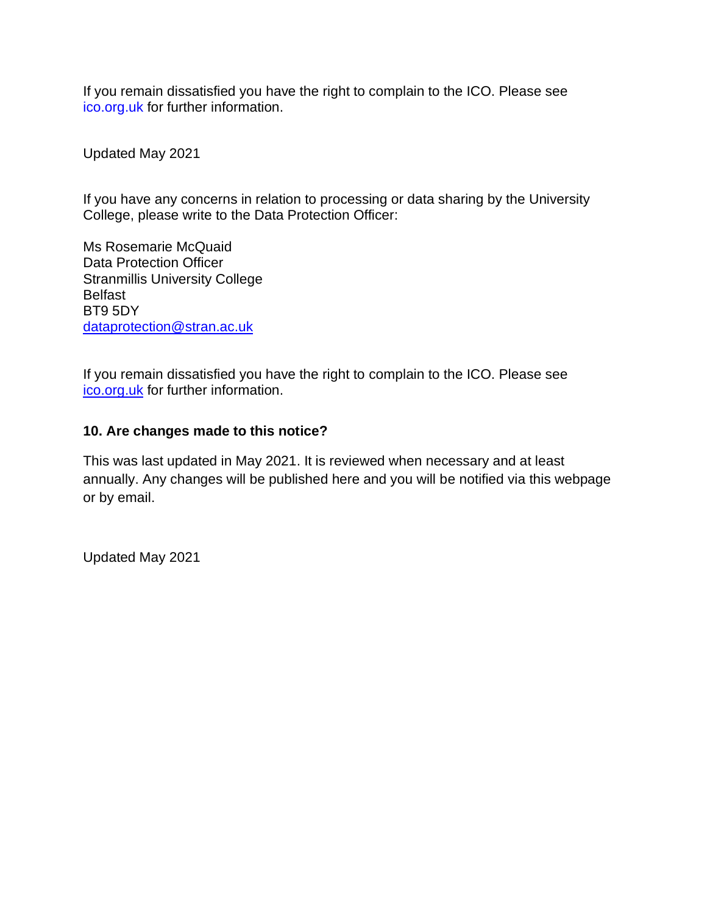If you remain dissatisfied you have the right to complain to the ICO. Please see ico.org.uk for further information.

Updated May 2021

If you have any concerns in relation to processing or data sharing by the University College, please write to the Data Protection Officer:

Ms Rosemarie McQuaid  
Data Protection Officer  
Stranmillis University College  
Belfast  
BT9 5DY  
dataprotection@stran.ac.uk

If you remain dissatisfied you have the right to complain to the ICO. Please see ico.org.uk for further information.

### 10. Are changes made to this notice?

This was last updated in May 2021. It is reviewed when necessary and at least annually. Any changes will be published here and you will be notified via this webpage or by email.

Updated May 2021